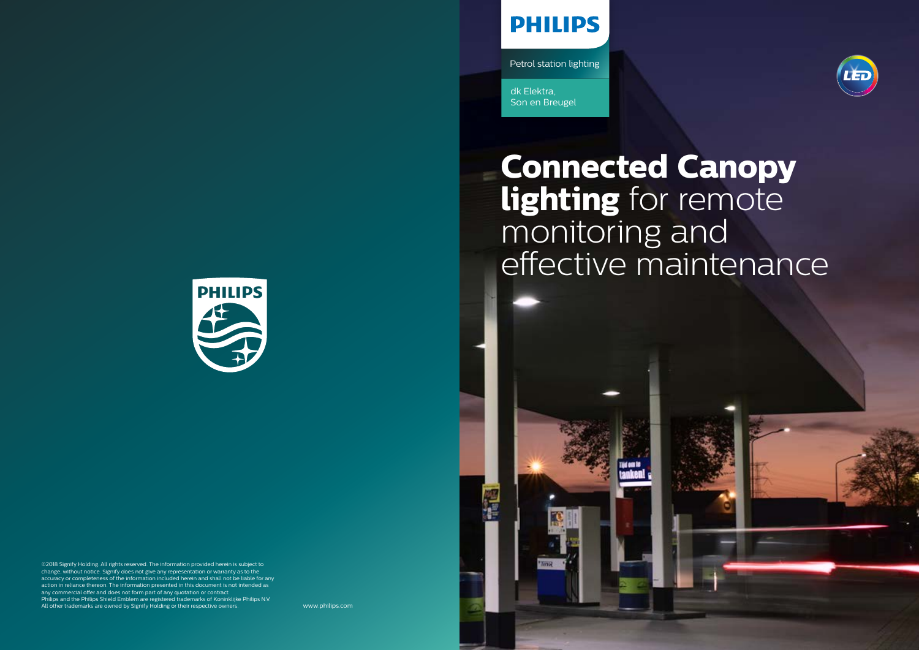PHILIPS

Petrol station lighting

dk Elektra,
Son en Breugel

# **Connected Canopy lighting** for remote monitoring and effective maintenance

PHILIPS

©2018 Signify Holding. All rights reserved. The information provided herein is subject to change, without notice. Signify does not give any representation or warranty as to the accuracy or completeness of the information included herein and shall not be liable for any action in reliance thereon. The information presented in this document is not intended as any commercial offer and does not form part of any quotation or contract.
Philips and the Philips Shield Emblem are registered trademarks of Koninklijke Philips N.V.
All other trademarks are owned by Signify Holding or their respective owners.

www.philips.com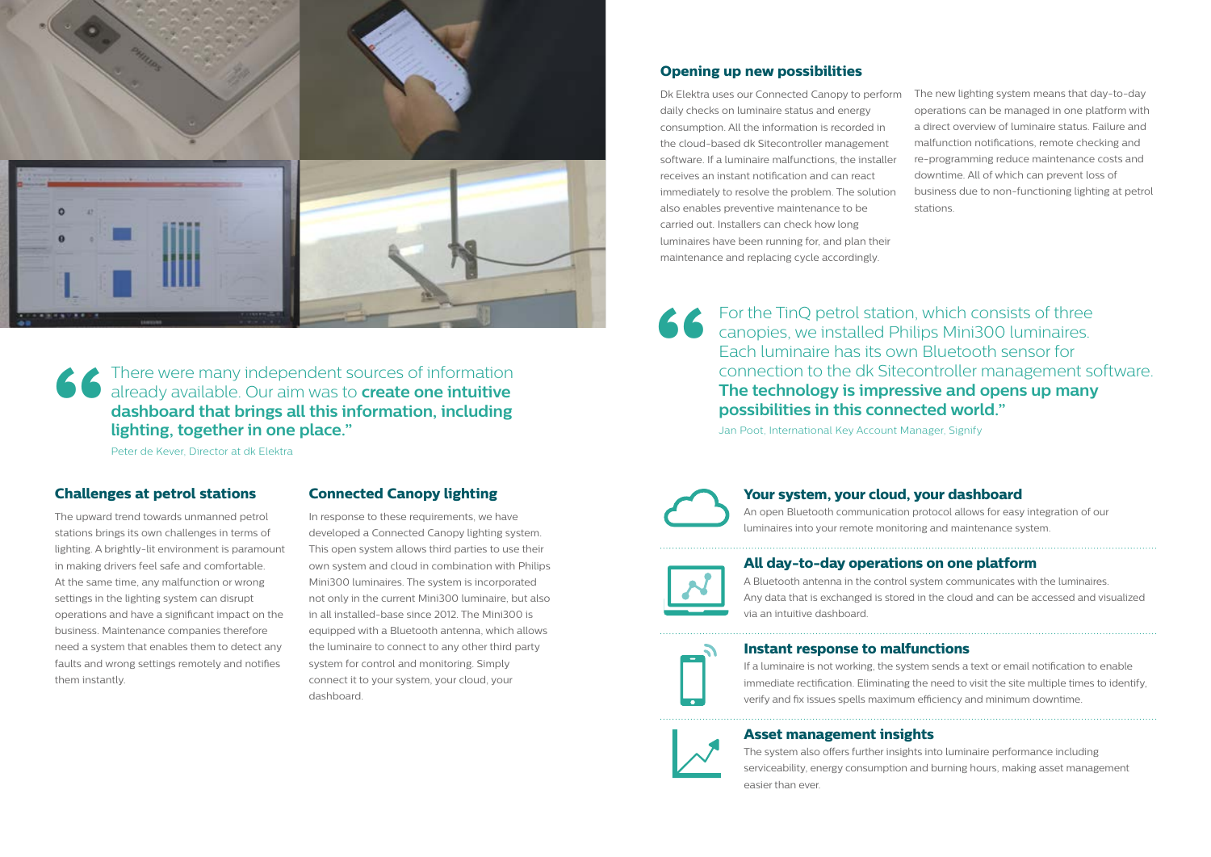> There were many independent sources of information already available. Our aim was to **create one intuitive dashboard that brings all this information, including lighting, together in one place."**
>
> Peter de Kever, Director at dk Elektra

## Challenges at petrol stations

The upward trend towards unmanned petrol stations brings its own challenges in terms of lighting. A brightly-lit environment is paramount in making drivers feel safe and comfortable. At the same time, any malfunction or wrong settings in the lighting system can disrupt operations and have a significant impact on the business. Maintenance companies therefore need a system that enables them to detect any faults and wrong settings remotely and notifies them instantly.

## Connected Canopy lighting

In response to these requirements, we have developed a Connected Canopy lighting system. This open system allows third parties to use their own system and cloud in combination with Philips Mini300 luminaires. The system is incorporated not only in the current Mini300 luminaire, but also in all installed-base since 2012. The Mini300 is equipped with a Bluetooth antenna, which allows the luminaire to connect to any other third party system for control and monitoring. Simply connect it to your system, your cloud, your dashboard.

## Opening up new possibilities

Dk Elektra uses our Connected Canopy to perform daily checks on luminaire status and energy consumption. All the information is recorded in the cloud-based dk Sitecontroller management software. If a luminaire malfunctions, the installer receives an instant notification and can react immediately to resolve the problem. The solution also enables preventive maintenance to be carried out. Installers can check how long luminaires have been running for, and plan their maintenance and replacing cycle accordingly.

The new lighting system means that day-to-day operations can be managed in one platform with a direct overview of luminaire status. Failure and malfunction notifications, remote checking and re-programming reduce maintenance costs and downtime. All of which can prevent loss of business due to non-functioning lighting at petrol stations.

> For the TinQ petrol station, which consists of three canopies, we installed Philips Mini300 luminaires. Each luminaire has its own Bluetooth sensor for connection to the dk Sitecontroller management software. **The technology is impressive and opens up many possibilities in this connected world."**
>
> Jan Poot, International Key Account Manager, Signify

### Your system, your cloud, your dashboard

An open Bluetooth communication protocol allows for easy integration of our luminaires into your remote monitoring and maintenance system.

### All day-to-day operations on one platform

A Bluetooth antenna in the control system communicates with the luminaires. Any data that is exchanged is stored in the cloud and can be accessed and visualized via an intuitive dashboard.

### Instant response to malfunctions

If a luminaire is not working, the system sends a text or email notification to enable immediate rectification. Eliminating the need to visit the site multiple times to identify, verify and fix issues spells maximum efficiency and minimum downtime.

### Asset management insights

The system also offers further insights into luminaire performance including serviceability, energy consumption and burning hours, making asset management easier than ever.